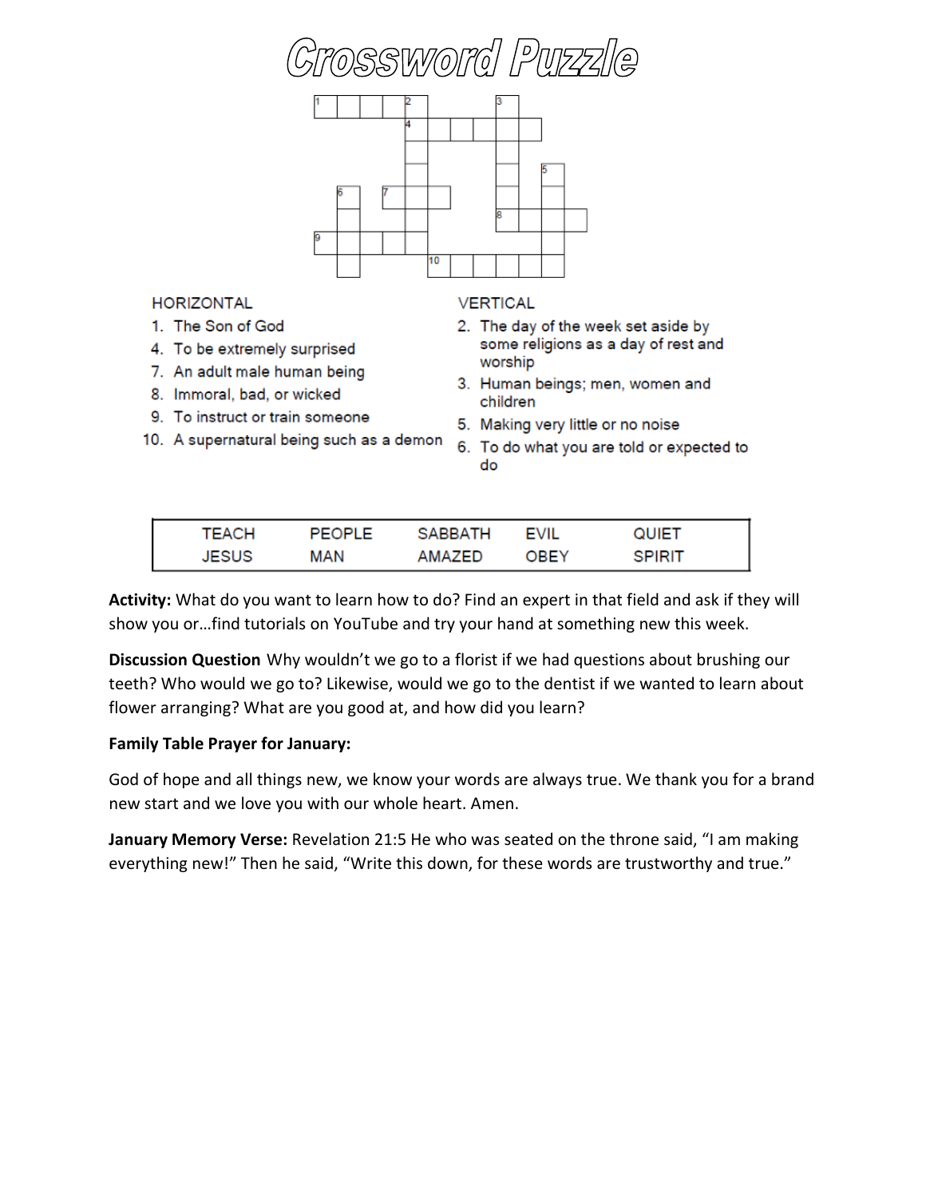# Crossword Puzzle

**HORIZONTAL**

1. The Son of God
4. To be extremely surprised
7. An adult male human being
8. Immoral, bad, or wicked
9. To instruct or train someone
10. A supernatural being such as a demon

**VERTICAL**

2. The day of the week set aside by some religions as a day of rest and worship
3. Human beings; men, women and children
5. Making very little or no noise
6. To do what you are told or expected to do

| TEACH | PEOPLE | SABBATH | EVIL | QUIET |
|---|---|---|---|---|
| JESUS | MAN | AMAZED | OBEY | SPIRIT |

**Activity:** What do you want to learn how to do? Find an expert in that field and ask if they will show you or…find tutorials on YouTube and try your hand at something new this week.

**Discussion Question** Why wouldn't we go to a florist if we had questions about brushing our teeth? Who would we go to? Likewise, would we go to the dentist if we wanted to learn about flower arranging? What are you good at, and how did you learn?

**Family Table Prayer for January:**

God of hope and all things new, we know your words are always true. We thank you for a brand new start and we love you with our whole heart. Amen.

**January Memory Verse:** Revelation 21:5 He who was seated on the throne said, "I am making everything new!" Then he said, "Write this down, for these words are trustworthy and true."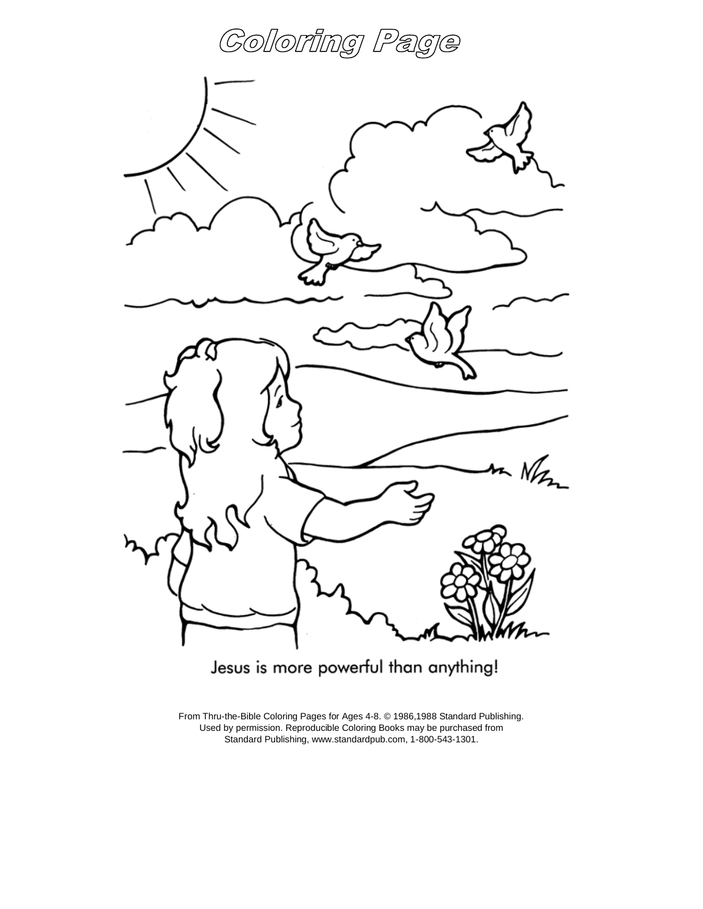# Coloring Page

Jesus is more powerful than anything!

From Thru-the-Bible Coloring Pages for Ages 4-8. © 1986,1988 Standard Publishing. Used by permission. Reproducible Coloring Books may be purchased from Standard Publishing, www.standardpub.com, 1-800-543-1301.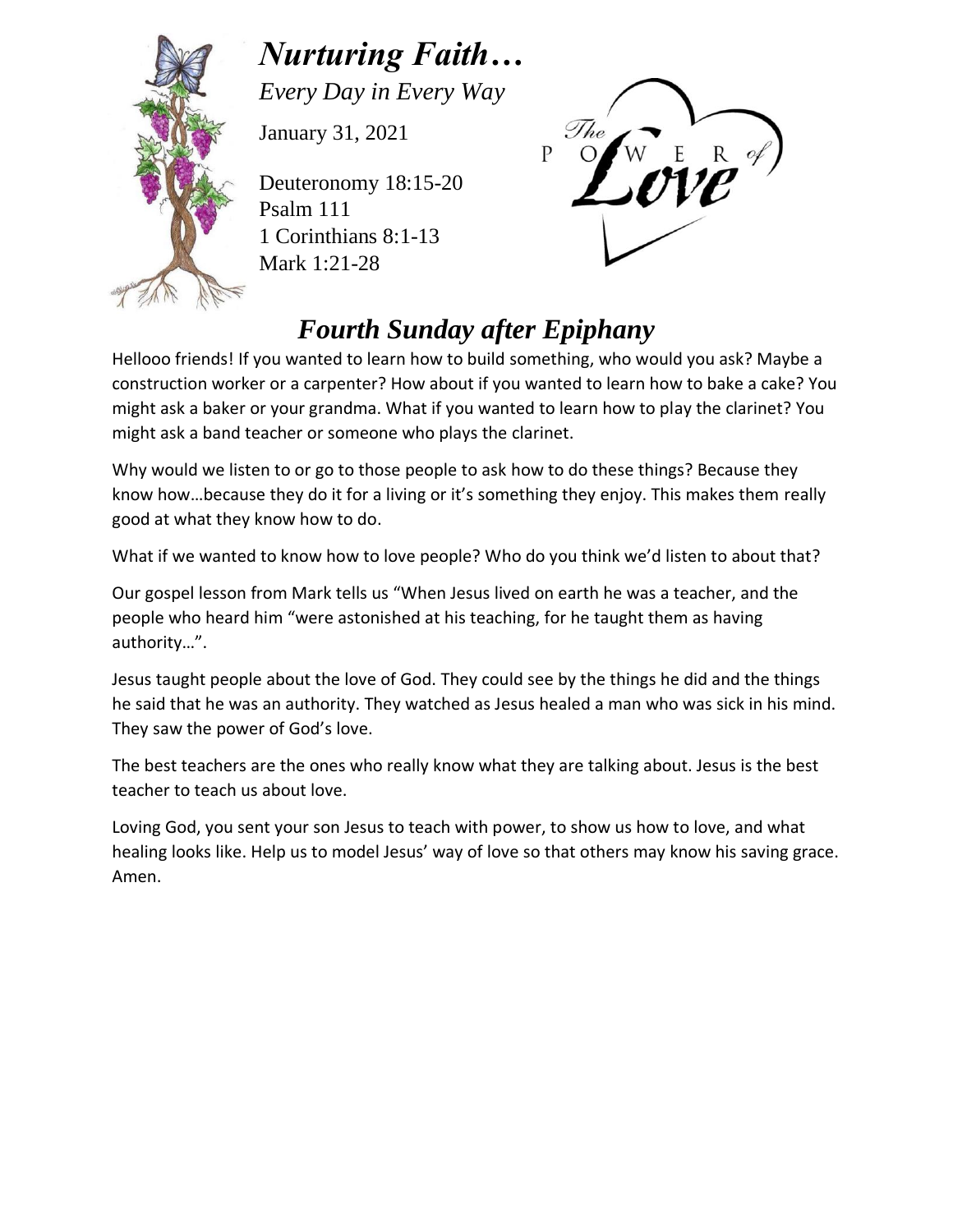# *Nurturing Faith…*

*Every Day in Every Way*

January 31, 2021

Deuteronomy 18:15-20
Psalm 111
1 Corinthians 8:1-13
Mark 1:21-28

The POWER of Love

## *Fourth Sunday after Epiphany*

Hellooo friends! If you wanted to learn how to build something, who would you ask? Maybe a construction worker or a carpenter? How about if you wanted to learn how to bake a cake? You might ask a baker or your grandma. What if you wanted to learn how to play the clarinet? You might ask a band teacher or someone who plays the clarinet.

Why would we listen to or go to those people to ask how to do these things? Because they know how…because they do it for a living or it's something they enjoy. This makes them really good at what they know how to do.

What if we wanted to know how to love people? Who do you think we'd listen to about that?

Our gospel lesson from Mark tells us "When Jesus lived on earth he was a teacher, and the people who heard him "were astonished at his teaching, for he taught them as having authority…".

Jesus taught people about the love of God. They could see by the things he did and the things he said that he was an authority. They watched as Jesus healed a man who was sick in his mind. They saw the power of God's love.

The best teachers are the ones who really know what they are talking about. Jesus is the best teacher to teach us about love.

Loving God, you sent your son Jesus to teach with power, to show us how to love, and what healing looks like. Help us to model Jesus' way of love so that others may know his saving grace. Amen.